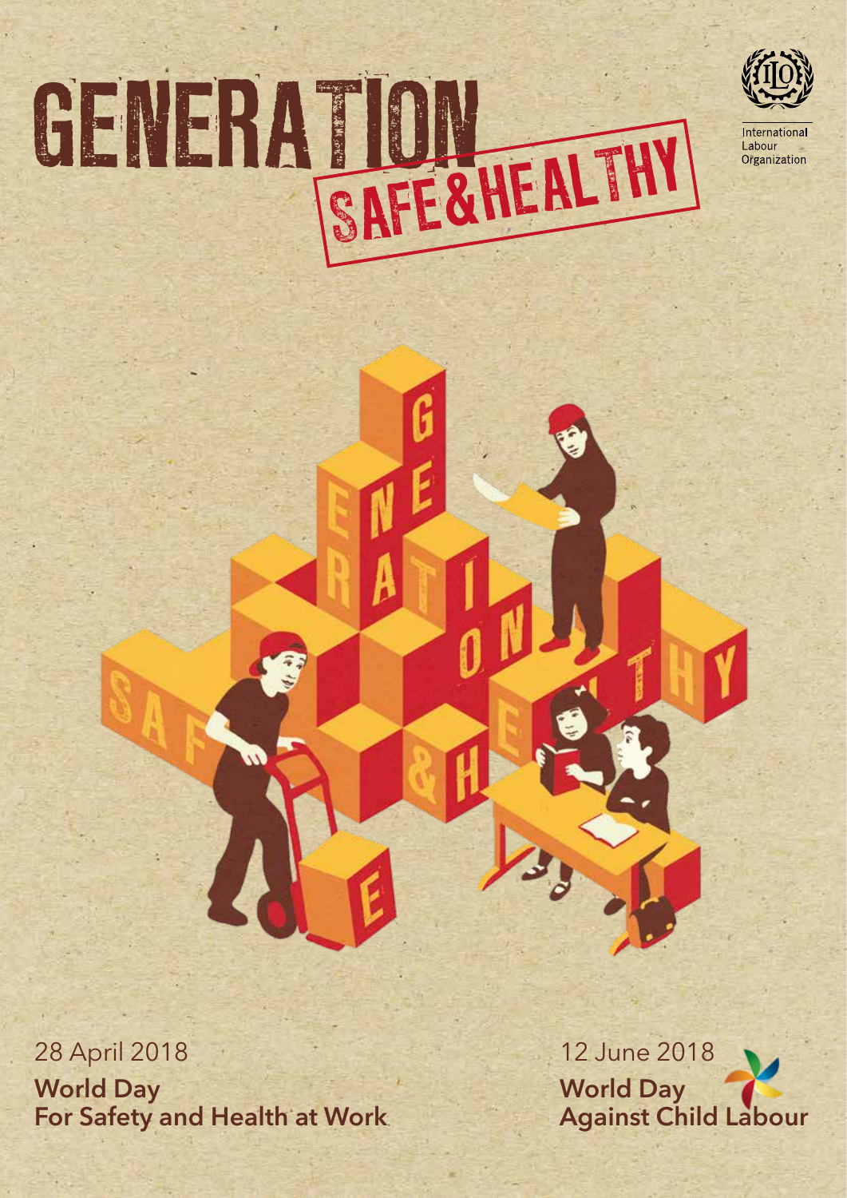# GENERATION SAFE & HEALTHY

International Labour Organization

28 April 2018

**World Day For Safety and Health at Work**

12 June 2018

**World Day Against Child Labour**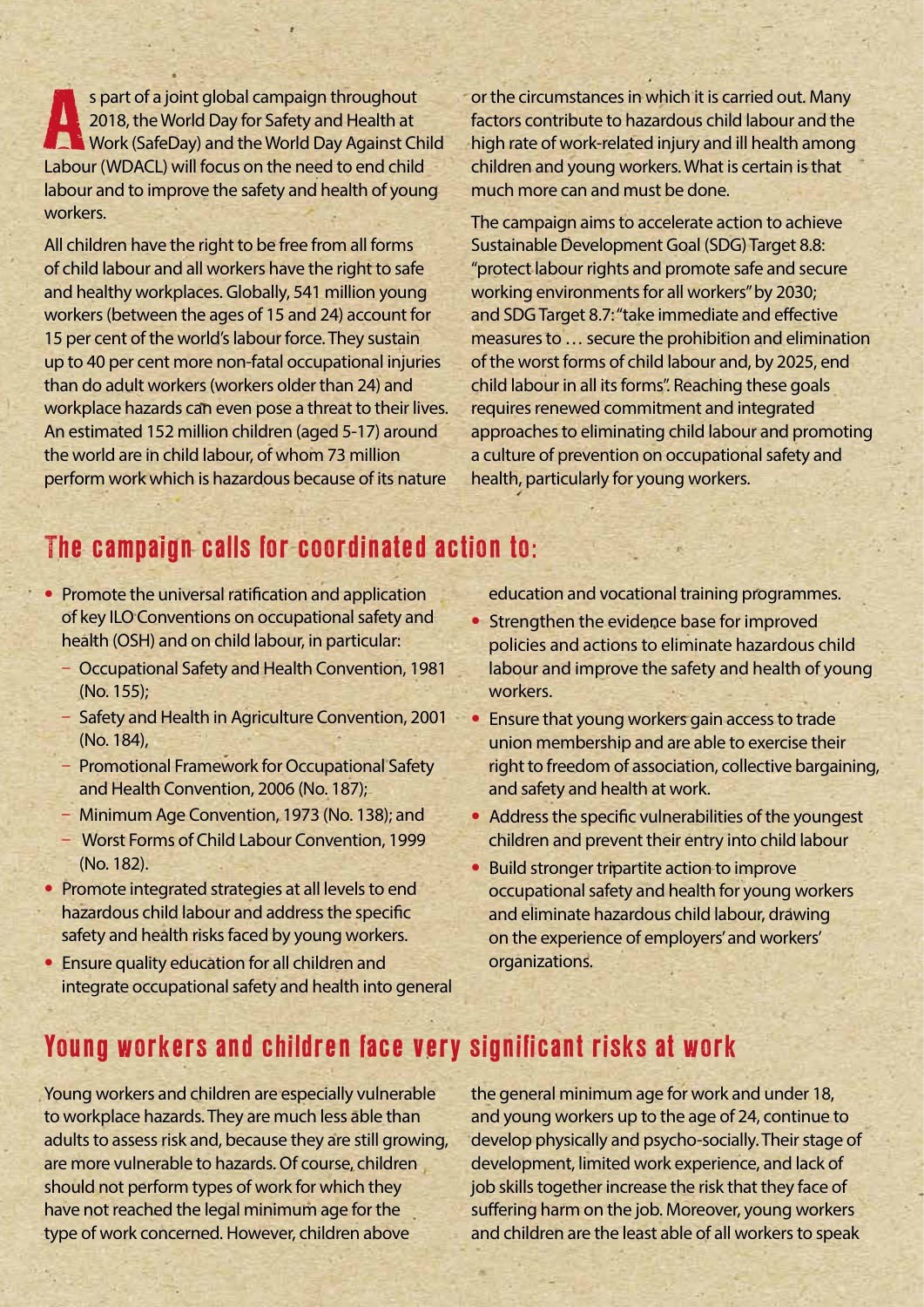As part of a joint global campaign throughout 2018, the World Day for Safety and Health at Work (SafeDay) and the World Day Against Child Labour (WDACL) will focus on the need to end child labour and to improve the safety and health of young workers.

All children have the right to be free from all forms of child labour and all workers have the right to safe and healthy workplaces. Globally, 541 million young workers (between the ages of 15 and 24) account for 15 per cent of the world's labour force. They sustain up to 40 per cent more non-fatal occupational injuries than do adult workers (workers older than 24) and workplace hazards can even pose a threat to their lives. An estimated 152 million children (aged 5-17) around the world are in child labour, of whom 73 million perform work which is hazardous because of its nature or the circumstances in which it is carried out. Many factors contribute to hazardous child labour and the high rate of work-related injury and ill health among children and young workers. What is certain is that much more can and must be done.

The campaign aims to accelerate action to achieve Sustainable Development Goal (SDG) Target 8.8: "protect labour rights and promote safe and secure working environments for all workers" by 2030; and SDG Target 8.7: "take immediate and effective measures to … secure the prohibition and elimination of the worst forms of child labour and, by 2025, end child labour in all its forms". Reaching these goals requires renewed commitment and integrated approaches to eliminating child labour and promoting a culture of prevention on occupational safety and health, particularly for young workers.

## The campaign calls for coordinated action to:

- Promote the universal ratification and application of key ILO Conventions on occupational safety and health (OSH) and on child labour, in particular:
  - Occupational Safety and Health Convention, 1981 (No. 155);
  - Safety and Health in Agriculture Convention, 2001 (No. 184),
  - Promotional Framework for Occupational Safety and Health Convention, 2006 (No. 187);
  - Minimum Age Convention, 1973 (No. 138); and
  - Worst Forms of Child Labour Convention, 1999 (No. 182).
- Promote integrated strategies at all levels to end hazardous child labour and address the specific safety and health risks faced by young workers.
- Ensure quality education for all children and integrate occupational safety and health into general education and vocational training programmes.
- Strengthen the evidence base for improved policies and actions to eliminate hazardous child labour and improve the safety and health of young workers.
- Ensure that young workers gain access to trade union membership and are able to exercise their right to freedom of association, collective bargaining, and safety and health at work.
- Address the specific vulnerabilities of the youngest children and prevent their entry into child labour
- Build stronger tripartite action to improve occupational safety and health for young workers and eliminate hazardous child labour, drawing on the experience of employers' and workers' organizations.

## Young workers and children face very significant risks at work

Young workers and children are especially vulnerable to workplace hazards. They are much less able than adults to assess risk and, because they are still growing, are more vulnerable to hazards. Of course, children should not perform types of work for which they have not reached the legal minimum age for the type of work concerned. However, children above the general minimum age for work and under 18, and young workers up to the age of 24, continue to develop physically and psycho-socially. Their stage of development, limited work experience, and lack of job skills together increase the risk that they face of suffering harm on the job. Moreover, young workers and children are the least able of all workers to speak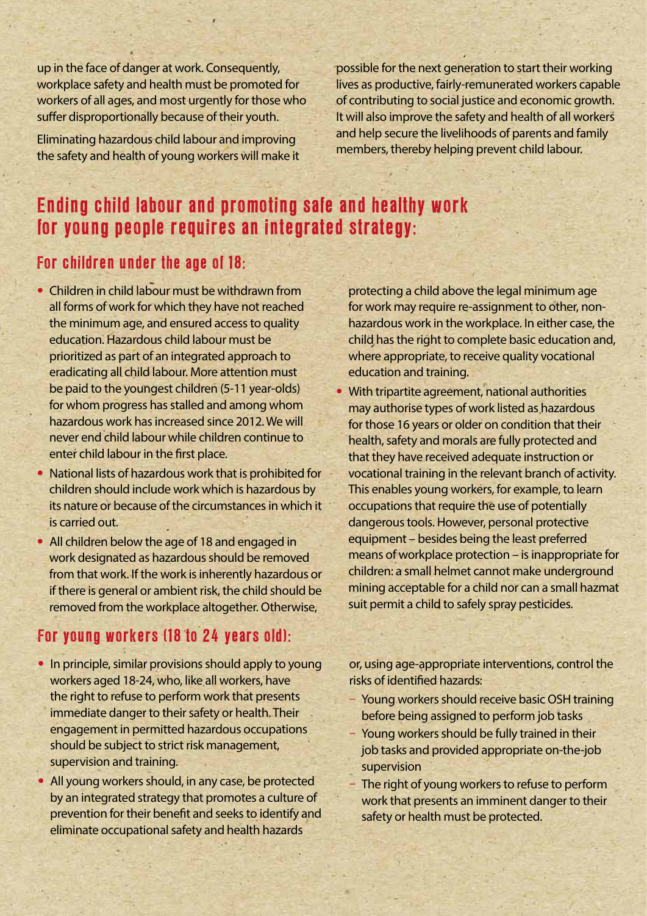up in the face of danger at work. Consequently, workplace safety and health must be promoted for workers of all ages, and most urgently for those who suffer disproportionally because of their youth.

Eliminating hazardous child labour and improving the safety and health of young workers will make it possible for the next generation to start their working lives as productive, fairly-remunerated workers capable of contributing to social justice and economic growth. It will also improve the safety and health of all workers and help secure the livelihoods of parents and family members, thereby helping prevent child labour.

## Ending child labour and promoting safe and healthy work for young people requires an integrated strategy:

### For children under the age of 18:

- Children in child labour must be withdrawn from all forms of work for which they have not reached the minimum age, and ensured access to quality education. Hazardous child labour must be prioritized as part of an integrated approach to eradicating all child labour. More attention must be paid to the youngest children (5-11 year-olds) for whom progress has stalled and among whom hazardous work has increased since 2012. We will never end child labour while children continue to enter child labour in the first place.
- National lists of hazardous work that is prohibited for children should include work which is hazardous by its nature or because of the circumstances in which it is carried out.
- All children below the age of 18 and engaged in work designated as hazardous should be removed from that work. If the work is inherently hazardous or if there is general or ambient risk, the child should be removed from the workplace altogether. Otherwise, protecting a child above the legal minimum age for work may require re-assignment to other, non-hazardous work in the workplace. In either case, the child has the right to complete basic education and, where appropriate, to receive quality vocational education and training.
- With tripartite agreement, national authorities may authorise types of work listed as hazardous for those 16 years or older on condition that their health, safety and morals are fully protected and that they have received adequate instruction or vocational training in the relevant branch of activity. This enables young workers, for example, to learn occupations that require the use of potentially dangerous tools. However, personal protective equipment – besides being the least preferred means of workplace protection – is inappropriate for children: a small helmet cannot make underground mining acceptable for a child nor can a small hazmat suit permit a child to safely spray pesticides.

### For young workers (18 to 24 years old):

- In principle, similar provisions should apply to young workers aged 18-24, who, like all workers, have the right to refuse to perform work that presents immediate danger to their safety or health. Their engagement in permitted hazardous occupations should be subject to strict risk management, supervision and training.
- All young workers should, in any case, be protected by an integrated strategy that promotes a culture of prevention for their benefit and seeks to identify and eliminate occupational safety and health hazards or, using age-appropriate interventions, control the risks of identified hazards:
  - Young workers should receive basic OSH training before being assigned to perform job tasks
  - Young workers should be fully trained in their job tasks and provided appropriate on-the-job supervision
  - The right of young workers to refuse to perform work that presents an imminent danger to their safety or health must be protected.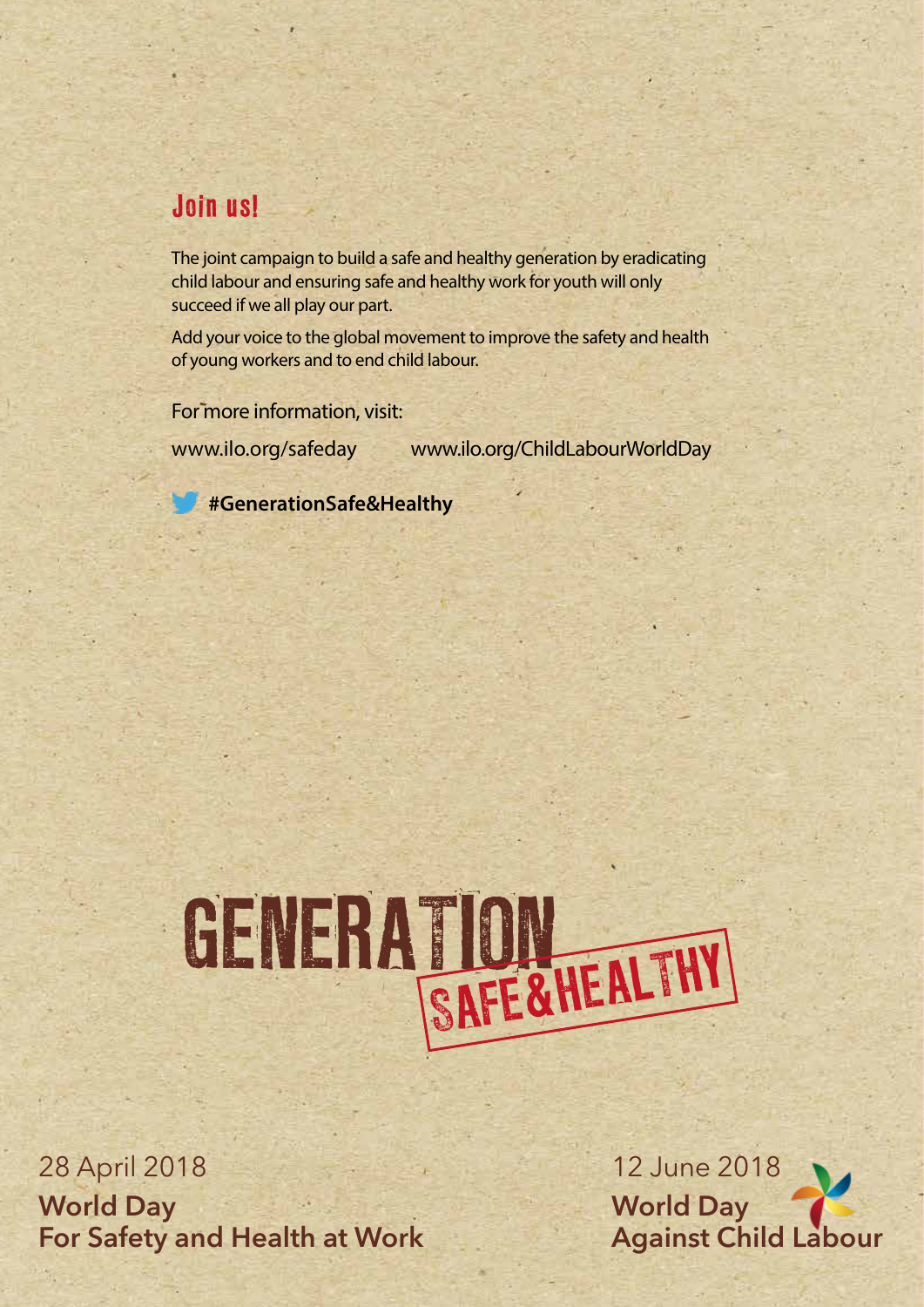## Join us!

The joint campaign to build a safe and healthy generation by eradicating child labour and ensuring safe and healthy work for youth will only succeed if we all play our part.

Add your voice to the global movement to improve the safety and health of young workers and to end child labour.

For more information, visit:

www.ilo.org/safeday www.ilo.org/ChildLabourWorldDay

**#GenerationSafe&Healthy**

GENERATION SAFE&HEALTHY

28 April 2018
**World Day**
**For Safety and Health at Work**

12 June 2018
**World Day**
**Against Child Labour**